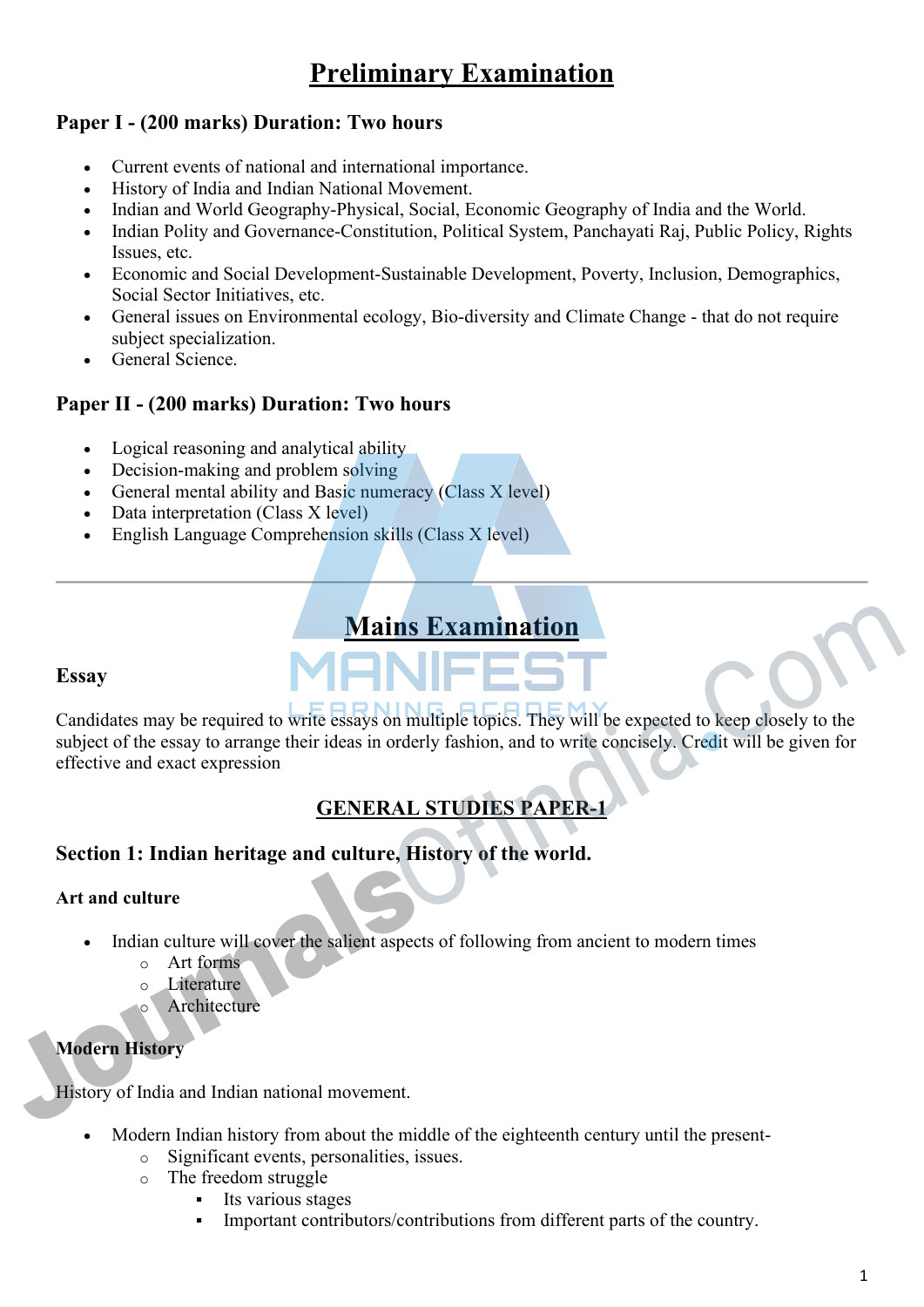# Preliminary Examination

## Paper I - (200 marks) Duration: Two hours

- Current events of national and international importance.
- History of India and Indian National Movement.
- Indian and World Geography-Physical, Social, Economic Geography of India and the World.
- Indian Polity and Governance-Constitution, Political System, Panchayati Raj, Public Policy, Rights Issues, etc.
- Economic and Social Development-Sustainable Development, Poverty, Inclusion, Demographics, Social Sector Initiatives, etc.
- General issues on Environmental ecology, Bio-diversity and Climate Change - that do not require subject specialization.
- General Science.

## Paper II - (200 marks) Duration: Two hours

- Logical reasoning and analytical ability
- Decision-making and problem solving
- General mental ability and Basic numeracy (Class X level)
- Data interpretation (Class X level)
- English Language Comprehension skills (Class X level)

---

# Mains Examination

## Essay

Candidates may be required to write essays on multiple topics. They will be expected to keep closely to the subject of the essay to arrange their ideas in orderly fashion, and to write concisely. Credit will be given for effective and exact expression

### GENERAL STUDIES PAPER-1

## Section 1: Indian heritage and culture, History of the world.

### Art and culture

- Indian culture will cover the salient aspects of following from ancient to modern times
  - Art forms
  - Literature
  - Architecture

### Modern History

History of India and Indian national movement.

- Modern Indian history from about the middle of the eighteenth century until the present-
  - Significant events, personalities, issues.
  - The freedom struggle
    - Its various stages
    - Important contributors/contributions from different parts of the country.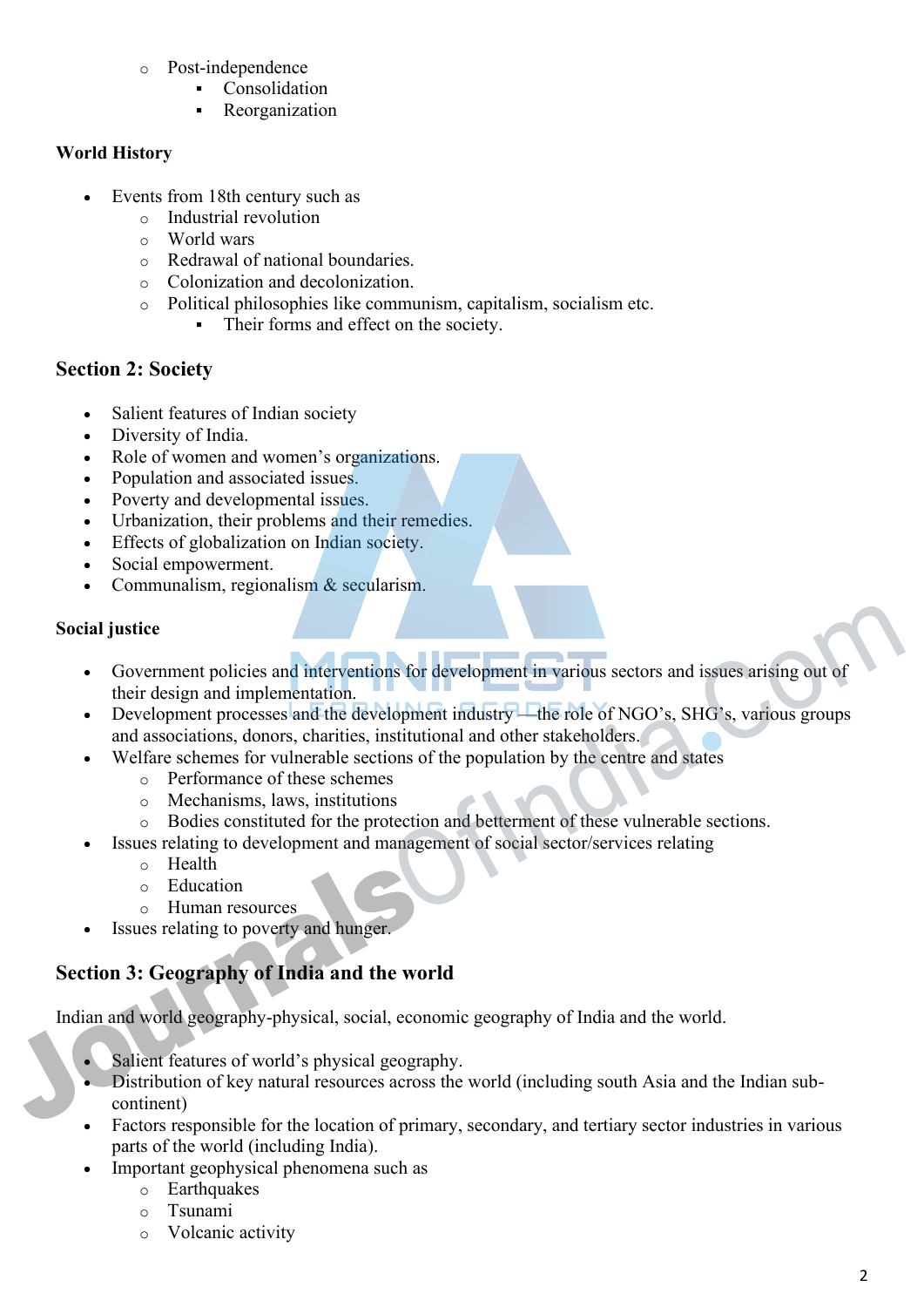- Post-independence
  - Consolidation
  - Reorganization

**World History**

- Events from 18th century such as
  - Industrial revolution
  - World wars
  - Redrawal of national boundaries.
  - Colonization and decolonization.
  - Political philosophies like communism, capitalism, socialism etc.
    - Their forms and effect on the society.

## Section 2: Society

- Salient features of Indian society
- Diversity of India.
- Role of women and women's organizations.
- Population and associated issues.
- Poverty and developmental issues.
- Urbanization, their problems and their remedies.
- Effects of globalization on Indian society.
- Social empowerment.
- Communalism, regionalism & secularism.

**Social justice**

- Government policies and interventions for development in various sectors and issues arising out of their design and implementation.
- Development processes and the development industry —the role of NGO's, SHG's, various groups and associations, donors, charities, institutional and other stakeholders.
- Welfare schemes for vulnerable sections of the population by the centre and states
  - Performance of these schemes
  - Mechanisms, laws, institutions
  - Bodies constituted for the protection and betterment of these vulnerable sections.
- Issues relating to development and management of social sector/services relating
  - Health
  - Education
  - Human resources
- Issues relating to poverty and hunger.

## Section 3: Geography of India and the world

Indian and world geography-physical, social, economic geography of India and the world.

- Salient features of world's physical geography.
- Distribution of key natural resources across the world (including south Asia and the Indian sub-continent)
- Factors responsible for the location of primary, secondary, and tertiary sector industries in various parts of the world (including India).
- Important geophysical phenomena such as
  - Earthquakes
  - Tsunami
  - Volcanic activity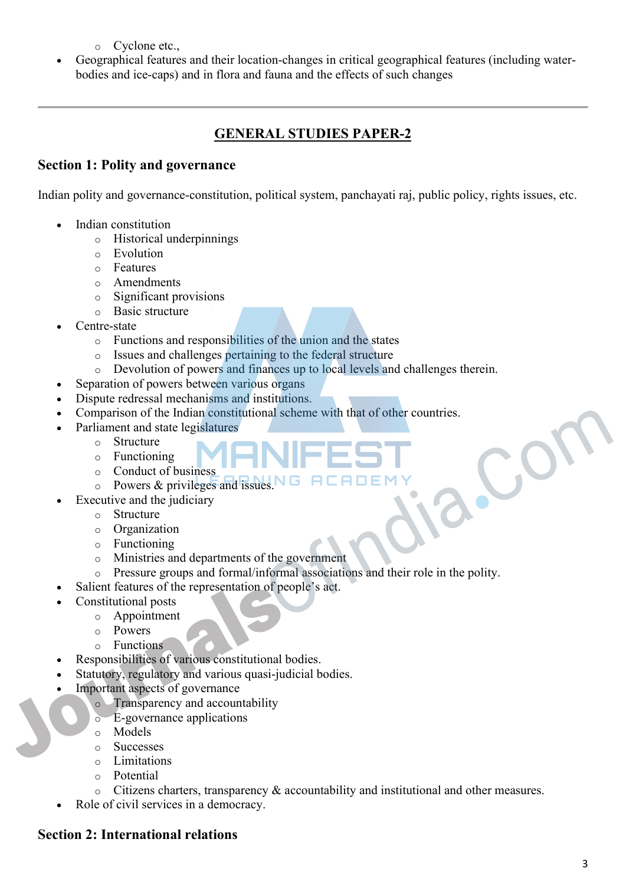- Cyclone etc.,
- Geographical features and their location-changes in critical geographical features (including water-bodies and ice-caps) and in flora and fauna and the effects of such changes

---

## GENERAL STUDIES PAPER-2

### Section 1: Polity and governance

Indian polity and governance-constitution, political system, panchayati raj, public policy, rights issues, etc.

- Indian constitution
  - Historical underpinnings
  - Evolution
  - Features
  - Amendments
  - Significant provisions
  - Basic structure
- Centre-state
  - Functions and responsibilities of the union and the states
  - Issues and challenges pertaining to the federal structure
  - Devolution of powers and finances up to local levels and challenges therein.
- Separation of powers between various organs
- Dispute redressal mechanisms and institutions.
- Comparison of the Indian constitutional scheme with that of other countries.
- Parliament and state legislatures
  - Structure
  - Functioning
  - Conduct of business
  - Powers & privileges and issues.
- Executive and the judiciary
  - Structure
  - Organization
  - Functioning
  - Ministries and departments of the government
  - Pressure groups and formal/informal associations and their role in the polity.
- Salient features of the representation of people's act.
- Constitutional posts
  - Appointment
  - Powers
  - Functions
- Responsibilities of various constitutional bodies.
- Statutory, regulatory and various quasi-judicial bodies.
- Important aspects of governance
  - Transparency and accountability
  - E-governance applications
  - Models
  - Successes
  - Limitations
  - Potential
  - Citizens charters, transparency & accountability and institutional and other measures.
- Role of civil services in a democracy.

### Section 2: International relations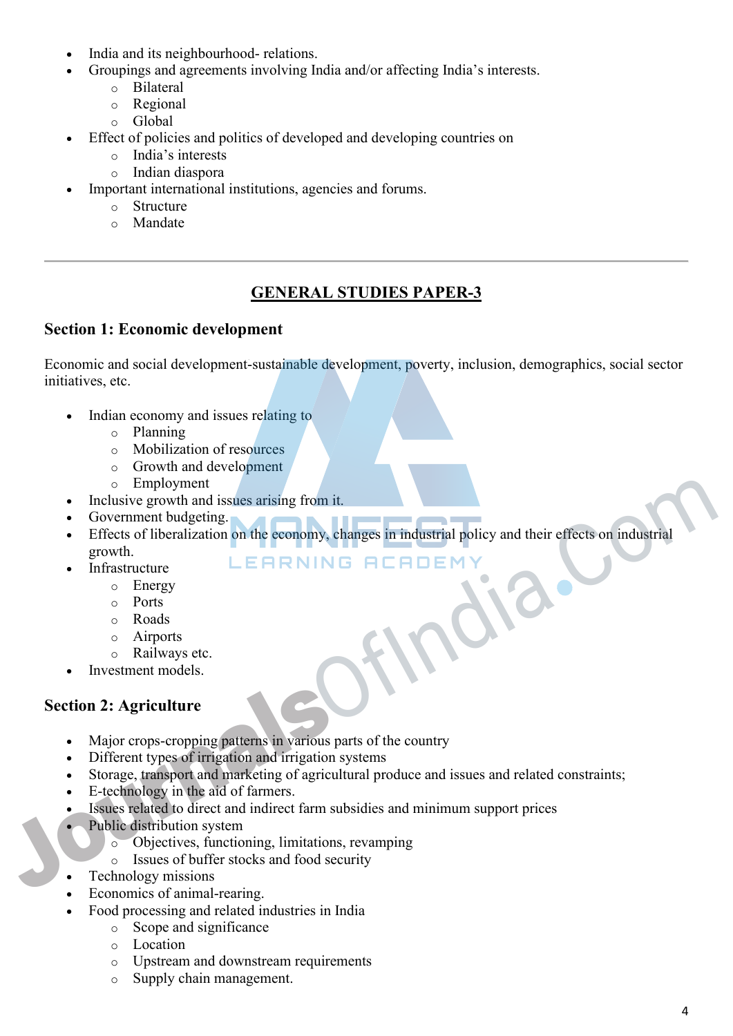- India and its neighbourhood- relations.
- Groupings and agreements involving India and/or affecting India's interests.
    - Bilateral
    - Regional
    - Global
- Effect of policies and politics of developed and developing countries on
    - India's interests
    - Indian diaspora
- Important international institutions, agencies and forums.
    - Structure
    - Mandate

---

## GENERAL STUDIES PAPER-3

### Section 1: Economic development

Economic and social development-sustainable development, poverty, inclusion, demographics, social sector initiatives, etc.

- Indian economy and issues relating to
    - Planning
    - Mobilization of resources
    - Growth and development
    - Employment
- Inclusive growth and issues arising from it.
- Government budgeting.
- Effects of liberalization on the economy, changes in industrial policy and their effects on industrial growth.
- Infrastructure
    - Energy
    - Ports
    - Roads
    - Airports
    - Railways etc.
- Investment models.

### Section 2: Agriculture

- Major crops-cropping patterns in various parts of the country
- Different types of irrigation and irrigation systems
- Storage, transport and marketing of agricultural produce and issues and related constraints;
- E-technology in the aid of farmers.
- Issues related to direct and indirect farm subsidies and minimum support prices
- Public distribution system
    - Objectives, functioning, limitations, revamping
    - Issues of buffer stocks and food security
- Technology missions
- Economics of animal-rearing.
- Food processing and related industries in India
    - Scope and significance
    - Location
    - Upstream and downstream requirements
    - Supply chain management.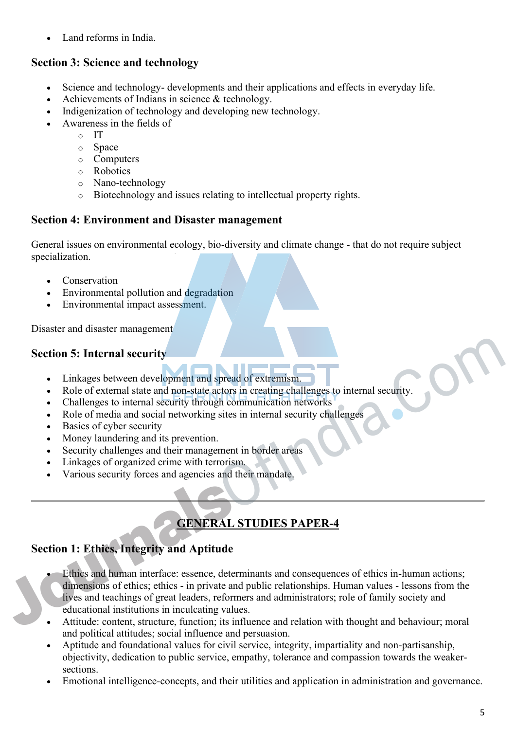- Land reforms in India.

## Section 3: Science and technology

- Science and technology- developments and their applications and effects in everyday life.
- Achievements of Indians in science & technology.
- Indigenization of technology and developing new technology.
- Awareness in the fields of
    - IT
    - Space
    - Computers
    - Robotics
    - Nano-technology
    - Biotechnology and issues relating to intellectual property rights.

## Section 4: Environment and Disaster management

General issues on environmental ecology, bio-diversity and climate change - that do not require subject specialization.

- Conservation
- Environmental pollution and degradation
- Environmental impact assessment.

Disaster and disaster management

## Section 5: Internal security

- Linkages between development and spread of extremism.
- Role of external state and non-state actors in creating challenges to internal security.
- Challenges to internal security through communication networks
- Role of media and social networking sites in internal security challenges
- Basics of cyber security
- Money laundering and its prevention.
- Security challenges and their management in border areas
- Linkages of organized crime with terrorism.
- Various security forces and agencies and their mandate.

---

# GENERAL STUDIES PAPER-4

## Section 1: Ethics, Integrity and Aptitude

- Ethics and human interface: essence, determinants and consequences of ethics in-human actions; dimensions of ethics; ethics - in private and public relationships. Human values - lessons from the lives and teachings of great leaders, reformers and administrators; role of family society and educational institutions in inculcating values.
- Attitude: content, structure, function; its influence and relation with thought and behaviour; moral and political attitudes; social influence and persuasion.
- Aptitude and foundational values for civil service, integrity, impartiality and non-partisanship, objectivity, dedication to public service, empathy, tolerance and compassion towards the weaker-sections.
- Emotional intelligence-concepts, and their utilities and application in administration and governance.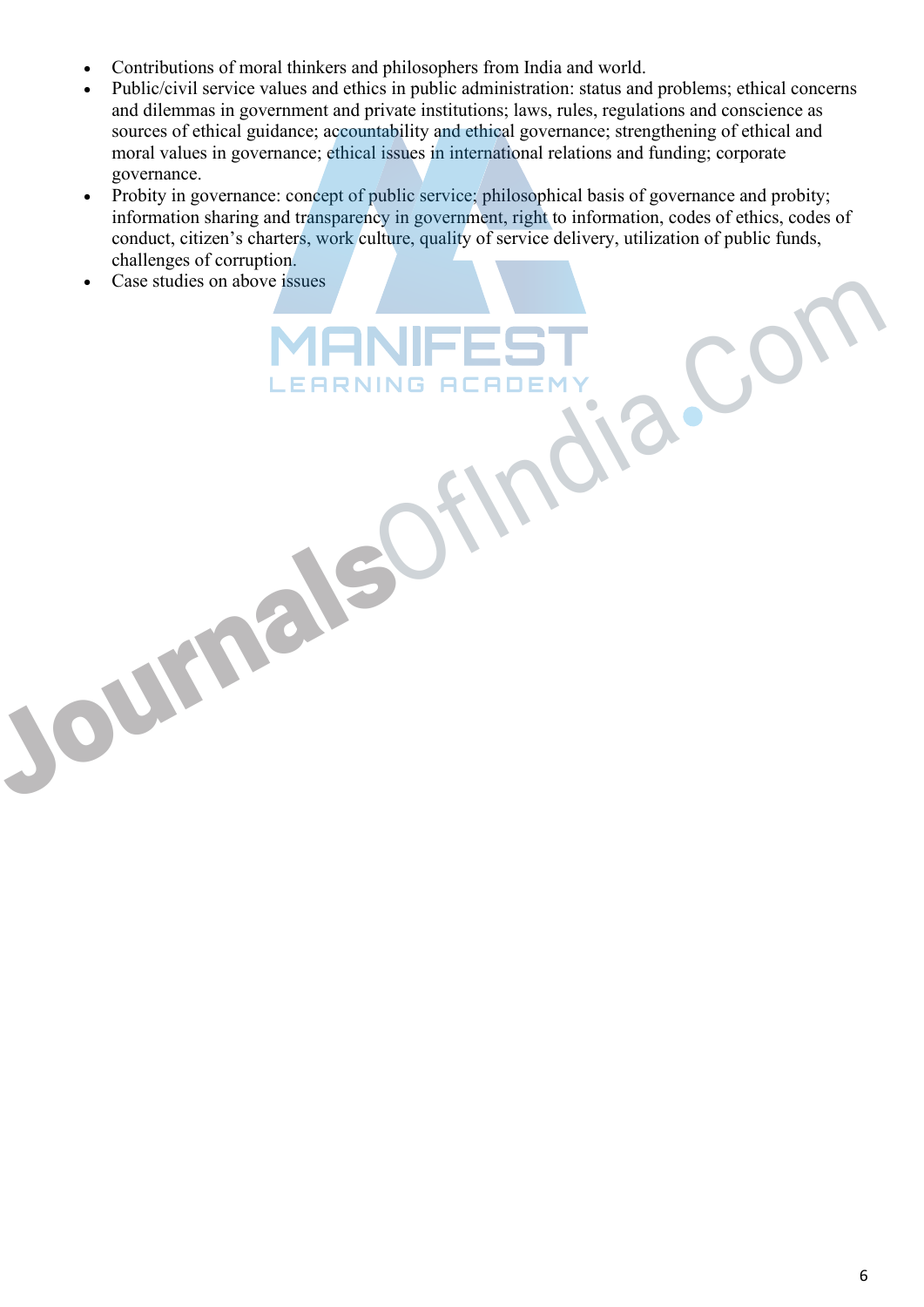- Contributions of moral thinkers and philosophers from India and world.
- Public/civil service values and ethics in public administration: status and problems; ethical concerns and dilemmas in government and private institutions; laws, rules, regulations and conscience as sources of ethical guidance; accountability and ethical governance; strengthening of ethical and moral values in governance; ethical issues in international relations and funding; corporate governance.
- Probity in governance: concept of public service; philosophical basis of governance and probity; information sharing and transparency in government, right to information, codes of ethics, codes of conduct, citizen's charters, work culture, quality of service delivery, utilization of public funds, challenges of corruption.
- Case studies on above issues